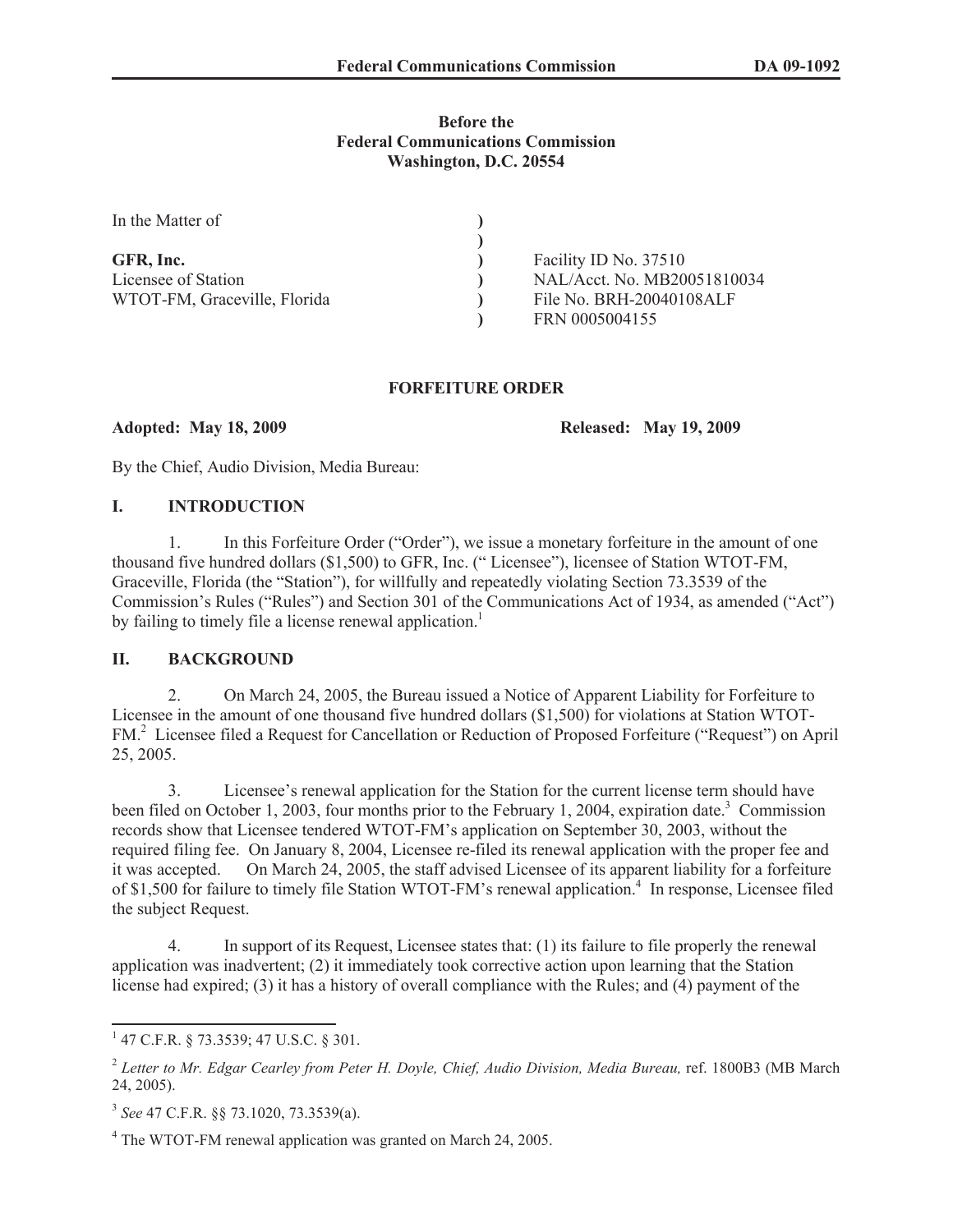**Before the**
**Federal Communications Commission**
**Washington, D.C. 20554**

| | | |
|---|---|---|
| In the Matter of | ) | |
| | ) | |
| **GFR, Inc.** | ) | Facility ID No. 37510 |
| Licensee of Station | ) | NAL/Acct. No. MB20051810034 |
| WTOT-FM, Graceville, Florida | ) | File No. BRH-20040108ALF |
| | ) | FRN 0005004155 |

**FORFEITURE ORDER**

**Adopted: May 18, 2009** **Released: May 19, 2009**

By the Chief, Audio Division, Media Bureau:

## I. INTRODUCTION

1. In this Forfeiture Order ("Order"), we issue a monetary forfeiture in the amount of one thousand five hundred dollars ($1,500) to GFR, Inc. (" Licensee"), licensee of Station WTOT-FM, Graceville, Florida (the "Station"), for willfully and repeatedly violating Section 73.3539 of the Commission's Rules ("Rules") and Section 301 of the Communications Act of 1934, as amended ("Act") by failing to timely file a license renewal application.[1]

## II. BACKGROUND

2. On March 24, 2005, the Bureau issued a Notice of Apparent Liability for Forfeiture to Licensee in the amount of one thousand five hundred dollars ($1,500) for violations at Station WTOT-FM.[2] Licensee filed a Request for Cancellation or Reduction of Proposed Forfeiture ("Request") on April 25, 2005.

3. Licensee's renewal application for the Station for the current license term should have been filed on October 1, 2003, four months prior to the February 1, 2004, expiration date.[3] Commission records show that Licensee tendered WTOT-FM's application on September 30, 2003, without the required filing fee. On January 8, 2004, Licensee re-filed its renewal application with the proper fee and it was accepted. On March 24, 2005, the staff advised Licensee of its apparent liability for a forfeiture of $1,500 for failure to timely file Station WTOT-FM's renewal application.[4] In response, Licensee filed the subject Request.

4. In support of its Request, Licensee states that: (1) its failure to file properly the renewal application was inadvertent; (2) it immediately took corrective action upon learning that the Station license had expired; (3) it has a history of overall compliance with the Rules; and (4) payment of the

---

[1] 47 C.F.R. § 73.3539; 47 U.S.C. § 301.

[2] *Letter to Mr. Edgar Cearley from Peter H. Doyle, Chief, Audio Division, Media Bureau,* ref. 1800B3 (MB March 24, 2005).

[3] *See* 47 C.F.R. §§ 73.1020, 73.3539(a).

[4] The WTOT-FM renewal application was granted on March 24, 2005.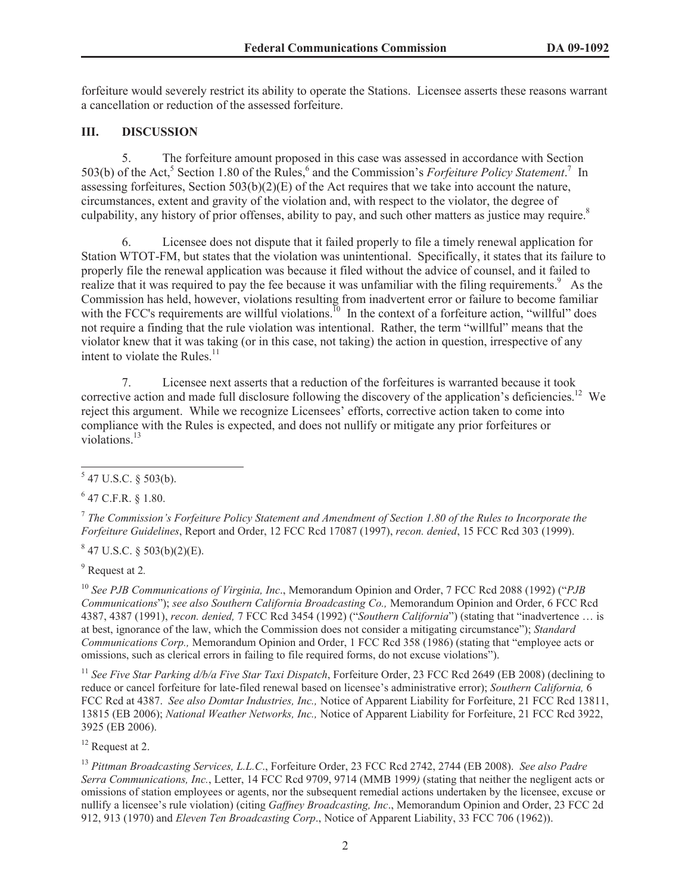forfeiture would severely restrict its ability to operate the Stations. Licensee asserts these reasons warrant a cancellation or reduction of the assessed forfeiture.

## III. DISCUSSION

5. The forfeiture amount proposed in this case was assessed in accordance with Section 503(b) of the Act,[5] Section 1.80 of the Rules,[6] and the Commission's *Forfeiture Policy Statement*.[7] In assessing forfeitures, Section 503(b)(2)(E) of the Act requires that we take into account the nature, circumstances, extent and gravity of the violation and, with respect to the violator, the degree of culpability, any history of prior offenses, ability to pay, and such other matters as justice may require.[8]

6. Licensee does not dispute that it failed properly to file a timely renewal application for Station WTOT-FM, but states that the violation was unintentional. Specifically, it states that its failure to properly file the renewal application was because it filed without the advice of counsel, and it failed to realize that it was required to pay the fee because it was unfamiliar with the filing requirements.[9] As the Commission has held, however, violations resulting from inadvertent error or failure to become familiar with the FCC's requirements are willful violations.[10] In the context of a forfeiture action, "willful" does not require a finding that the rule violation was intentional. Rather, the term "willful" means that the violator knew that it was taking (or in this case, not taking) the action in question, irrespective of any intent to violate the Rules.[11]

7. Licensee next asserts that a reduction of the forfeitures is warranted because it took corrective action and made full disclosure following the discovery of the application's deficiencies.[12] We reject this argument. While we recognize Licensees' efforts, corrective action taken to come into compliance with the Rules is expected, and does not nullify or mitigate any prior forfeitures or violations.[13]

---

[5] 47 U.S.C. § 503(b).

[6] 47 C.F.R. § 1.80.

[7] *The Commission's Forfeiture Policy Statement and Amendment of Section 1.80 of the Rules to Incorporate the Forfeiture Guidelines*, Report and Order, 12 FCC Rcd 17087 (1997), *recon. denied*, 15 FCC Rcd 303 (1999).

[8] 47 U.S.C. § 503(b)(2)(E).

[9] Request at 2.

[10] *See PJB Communications of Virginia, Inc*., Memorandum Opinion and Order, 7 FCC Rcd 2088 (1992) ("*PJB Communications*"); *see also Southern California Broadcasting Co.,* Memorandum Opinion and Order, 6 FCC Rcd 4387, 4387 (1991), *recon. denied,* 7 FCC Rcd 3454 (1992) ("*Southern California*") (stating that "inadvertence … is at best, ignorance of the law, which the Commission does not consider a mitigating circumstance"); *Standard Communications Corp.,* Memorandum Opinion and Order, 1 FCC Rcd 358 (1986) (stating that "employee acts or omissions, such as clerical errors in failing to file required forms, do not excuse violations").

[11] *See Five Star Parking d/b/a Five Star Taxi Dispatch*, Forfeiture Order, 23 FCC Rcd 2649 (EB 2008) (declining to reduce or cancel forfeiture for late-filed renewal based on licensee's administrative error); *Southern California,* 6 FCC Rcd at 4387. *See also Domtar Industries, Inc.,* Notice of Apparent Liability for Forfeiture, 21 FCC Rcd 13811, 13815 (EB 2006); *National Weather Networks, Inc.,* Notice of Apparent Liability for Forfeiture, 21 FCC Rcd 3922, 3925 (EB 2006).

[12] Request at 2.

[13] *Pittman Broadcasting Services, L.L.C*., Forfeiture Order, 23 FCC Rcd 2742, 2744 (EB 2008). *See also Padre Serra Communications, Inc.*, Letter, 14 FCC Rcd 9709, 9714 (MMB 1999) (stating that neither the negligent acts or omissions of station employees or agents, nor the subsequent remedial actions undertaken by the licensee, excuse or nullify a licensee's rule violation) (citing *Gaffney Broadcasting, Inc*., Memorandum Opinion and Order, 23 FCC 2d 912, 913 (1970) and *Eleven Ten Broadcasting Corp*., Notice of Apparent Liability, 33 FCC 706 (1962)).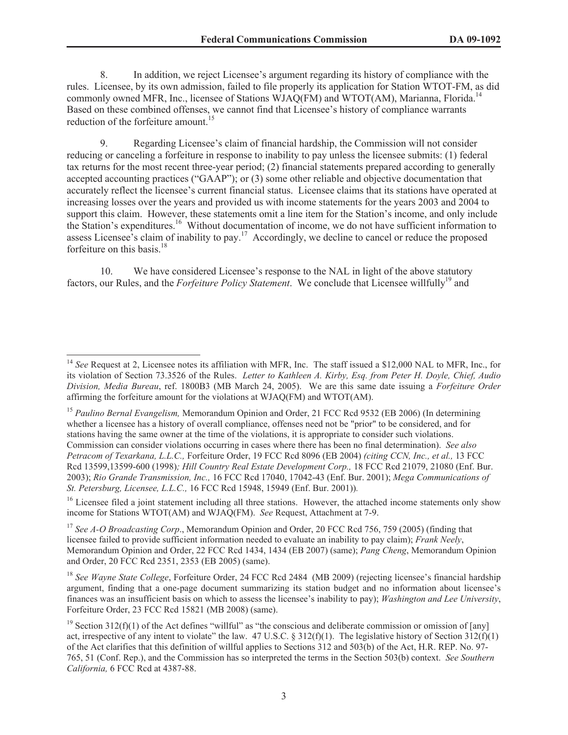8. In addition, we reject Licensee's argument regarding its history of compliance with the rules. Licensee, by its own admission, failed to file properly its application for Station WTOT-FM, as did commonly owned MFR, Inc., licensee of Stations WJAQ(FM) and WTOT(AM), Marianna, Florida.[14] Based on these combined offenses, we cannot find that Licensee's history of compliance warrants reduction of the forfeiture amount.[15]

9. Regarding Licensee's claim of financial hardship, the Commission will not consider reducing or canceling a forfeiture in response to inability to pay unless the licensee submits: (1) federal tax returns for the most recent three-year period; (2) financial statements prepared according to generally accepted accounting practices ("GAAP"); or (3) some other reliable and objective documentation that accurately reflect the licensee's current financial status. Licensee claims that its stations have operated at increasing losses over the years and provided us with income statements for the years 2003 and 2004 to support this claim. However, these statements omit a line item for the Station's income, and only include the Station's expenditures.[16] Without documentation of income, we do not have sufficient information to assess Licensee's claim of inability to pay.[17] Accordingly, we decline to cancel or reduce the proposed forfeiture on this basis.[18]

10. We have considered Licensee's response to the NAL in light of the above statutory factors, our Rules, and the *Forfeiture Policy Statement*. We conclude that Licensee willfully[19] and

---

[14] *See* Request at 2, Licensee notes its affiliation with MFR, Inc. The staff issued a $12,000 NAL to MFR, Inc., for its violation of Section 73.3526 of the Rules. *Letter to Kathleen A. Kirby, Esq. from Peter H. Doyle, Chief, Audio Division, Media Bureau*, ref. 1800B3 (MB March 24, 2005). We are this same date issuing a *Forfeiture Order* affirming the forfeiture amount for the violations at WJAQ(FM) and WTOT(AM).

[15] *Paulino Bernal Evangelism,* Memorandum Opinion and Order, 21 FCC Rcd 9532 (EB 2006) (In determining whether a licensee has a history of overall compliance, offenses need not be "prior" to be considered, and for stations having the same owner at the time of the violations, it is appropriate to consider such violations. Commission can consider violations occurring in cases where there has been no final determination). *See also Petracom of Texarkana, L.L.C.,* Forfeiture Order, 19 FCC Rcd 8096 (EB 2004) *(citing CCN, Inc., et al.,* 13 FCC Rcd 13599,13599-600 (1998)*; Hill Country Real Estate Development Corp.,* 18 FCC Rcd 21079, 21080 (Enf. Bur. 2003); *Rio Grande Transmission, Inc.,* 16 FCC Rcd 17040, 17042-43 (Enf. Bur. 2001); *Mega Communications of St. Petersburg, Licensee, L.L.C.,* 16 FCC Rcd 15948, 15949 (Enf. Bur. 2001)).

[16] Licensee filed a joint statement including all three stations. However, the attached income statements only show income for Stations WTOT(AM) and WJAQ(FM). *See* Request, Attachment at 7-9.

[17] *See A-O Broadcasting Corp*., Memorandum Opinion and Order, 20 FCC Rcd 756, 759 (2005) (finding that licensee failed to provide sufficient information needed to evaluate an inability to pay claim); *Frank Neely*, Memorandum Opinion and Order, 22 FCC Rcd 1434, 1434 (EB 2007) (same); *Pang Cheng*, Memorandum Opinion and Order, 20 FCC Rcd 2351, 2353 (EB 2005) (same).

[18] *See Wayne State College*, Forfeiture Order, 24 FCC Rcd 2484 (MB 2009) (rejecting licensee's financial hardship argument, finding that a one-page document summarizing its station budget and no information about licensee's finances was an insufficient basis on which to assess the licensee's inability to pay); *Washington and Lee University*, Forfeiture Order, 23 FCC Rcd 15821 (MB 2008) (same).

[19] Section 312(f)(1) of the Act defines "willful" as "the conscious and deliberate commission or omission of [any] act, irrespective of any intent to violate" the law. 47 U.S.C. § 312(f)(1). The legislative history of Section 312(f)(1) of the Act clarifies that this definition of willful applies to Sections 312 and 503(b) of the Act, H.R. REP. No. 97-765, 51 (Conf. Rep.), and the Commission has so interpreted the terms in the Section 503(b) context. *See Southern California,* 6 FCC Rcd at 4387-88.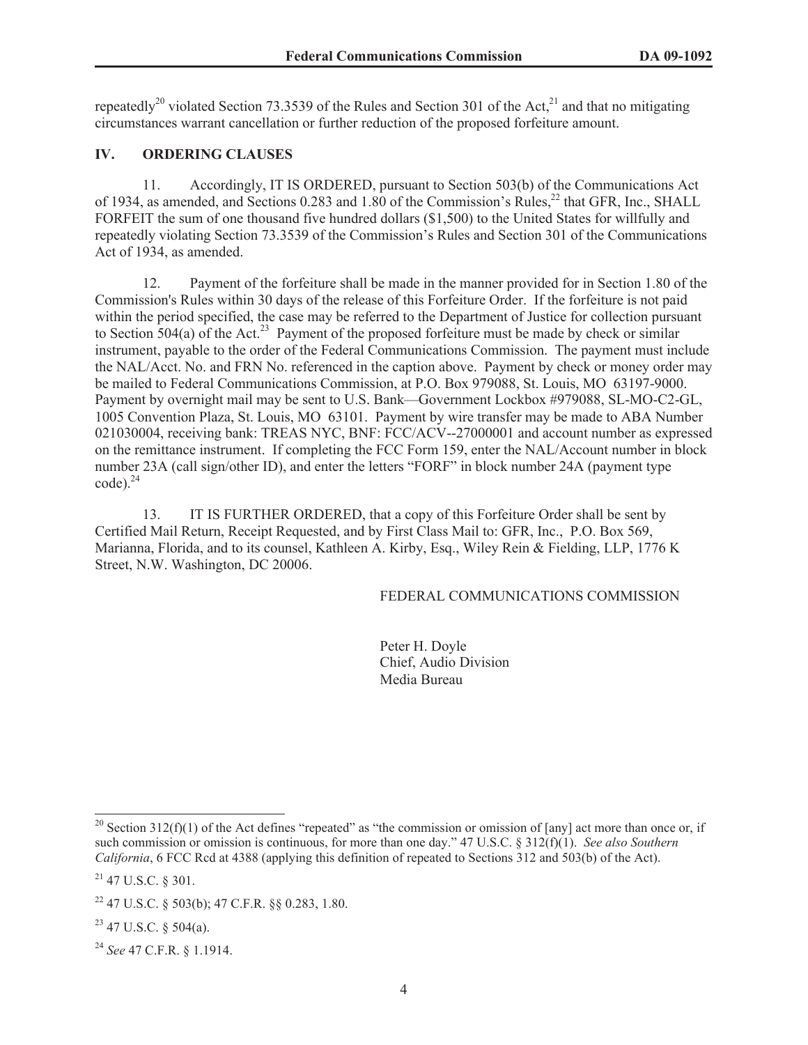repeatedly[20] violated Section 73.3539 of the Rules and Section 301 of the Act,[21] and that no mitigating circumstances warrant cancellation or further reduction of the proposed forfeiture amount.

## IV. ORDERING CLAUSES

11. Accordingly, IT IS ORDERED, pursuant to Section 503(b) of the Communications Act of 1934, as amended, and Sections 0.283 and 1.80 of the Commission's Rules,[22] that GFR, Inc., SHALL FORFEIT the sum of one thousand five hundred dollars ($1,500) to the United States for willfully and repeatedly violating Section 73.3539 of the Commission's Rules and Section 301 of the Communications Act of 1934, as amended.

12. Payment of the forfeiture shall be made in the manner provided for in Section 1.80 of the Commission's Rules within 30 days of the release of this Forfeiture Order. If the forfeiture is not paid within the period specified, the case may be referred to the Department of Justice for collection pursuant to Section 504(a) of the Act.[23] Payment of the proposed forfeiture must be made by check or similar instrument, payable to the order of the Federal Communications Commission. The payment must include the NAL/Acct. No. and FRN No. referenced in the caption above. Payment by check or money order may be mailed to Federal Communications Commission, at P.O. Box 979088, St. Louis, MO 63197-9000. Payment by overnight mail may be sent to U.S. Bank—Government Lockbox #979088, SL-MO-C2-GL, 1005 Convention Plaza, St. Louis, MO 63101. Payment by wire transfer may be made to ABA Number 021030004, receiving bank: TREAS NYC, BNF: FCC/ACV--27000001 and account number as expressed on the remittance instrument. If completing the FCC Form 159, enter the NAL/Account number in block number 23A (call sign/other ID), and enter the letters "FORF" in block number 24A (payment type code).[24]

13. IT IS FURTHER ORDERED, that a copy of this Forfeiture Order shall be sent by Certified Mail Return, Receipt Requested, and by First Class Mail to: GFR, Inc., P.O. Box 569, Marianna, Florida, and to its counsel, Kathleen A. Kirby, Esq., Wiley Rein & Fielding, LLP, 1776 K Street, N.W. Washington, DC 20006.

FEDERAL COMMUNICATIONS COMMISSION

Peter H. Doyle
Chief, Audio Division
Media Bureau

---

[20] Section 312(f)(1) of the Act defines "repeated" as "the commission or omission of [any] act more than once or, if such commission or omission is continuous, for more than one day." 47 U.S.C. § 312(f)(1). *See also Southern California*, 6 FCC Rcd at 4388 (applying this definition of repeated to Sections 312 and 503(b) of the Act).

[21] 47 U.S.C. § 301.

[22] 47 U.S.C. § 503(b); 47 C.F.R. §§ 0.283, 1.80.

[23] 47 U.S.C. § 504(a).

[24] *See* 47 C.F.R. § 1.1914.